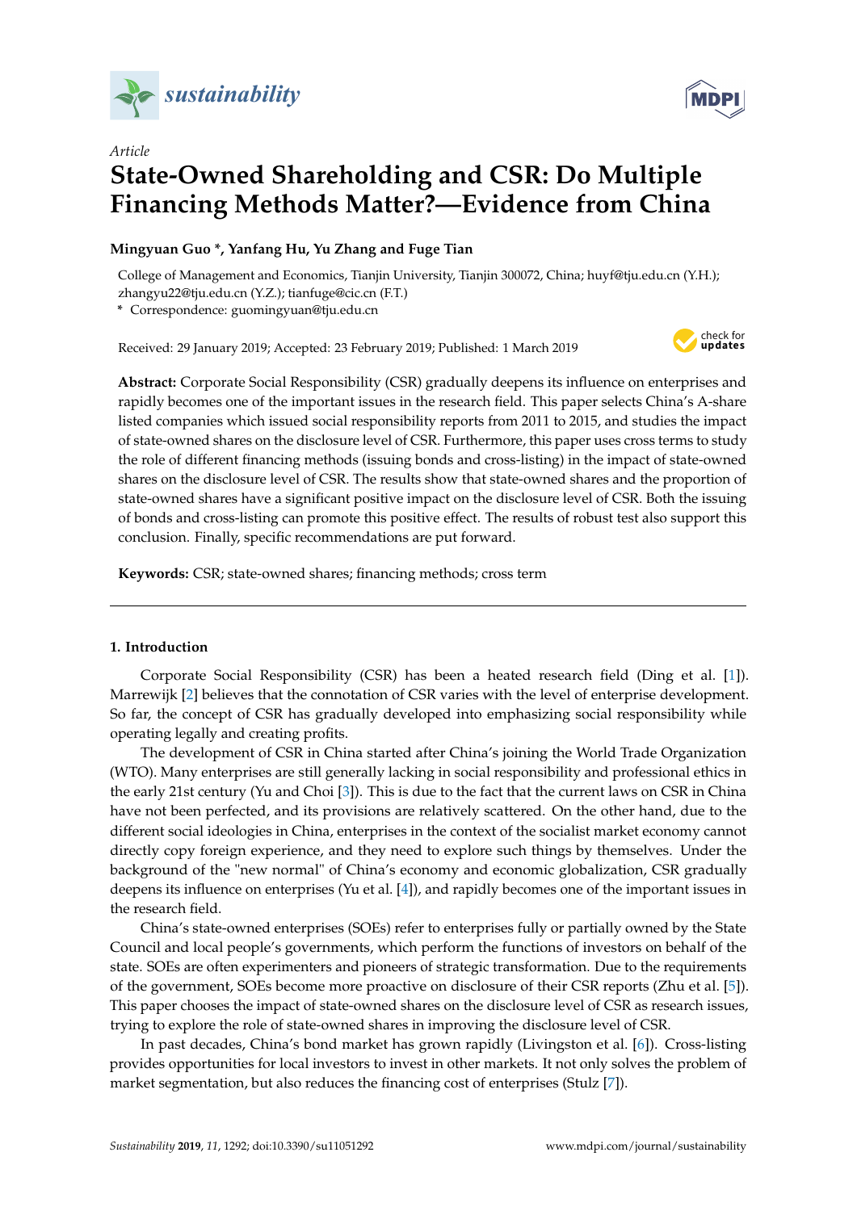*sustainability*

Article

# State-Owned Shareholding and CSR: Do Multiple Financing Methods Matter?—Evidence from China

**Mingyuan Guo \*, Yanfang Hu, Yu Zhang and Fuge Tian**

College of Management and Economics, Tianjin University, Tianjin 300072, China; huyf@tju.edu.cn (Y.H.); zhangyu22@tju.edu.cn (Y.Z.); tianfuge@cic.cn (F.T.)

\* Correspondence: guomingyuan@tju.edu.cn

Received: 29 January 2019; Accepted: 23 February 2019; Published: 1 March 2019

**Abstract:** Corporate Social Responsibility (CSR) gradually deepens its influence on enterprises and rapidly becomes one of the important issues in the research field. This paper selects China's A-share listed companies which issued social responsibility reports from 2011 to 2015, and studies the impact of state-owned shares on the disclosure level of CSR. Furthermore, this paper uses cross terms to study the role of different financing methods (issuing bonds and cross-listing) in the impact of state-owned shares on the disclosure level of CSR. The results show that state-owned shares and the proportion of state-owned shares have a significant positive impact on the disclosure level of CSR. Both the issuing of bonds and cross-listing can promote this positive effect. The results of robust test also support this conclusion. Finally, specific recommendations are put forward.

**Keywords:** CSR; state-owned shares; financing methods; cross term

## 1. Introduction

Corporate Social Responsibility (CSR) has been a heated research field (Ding et al. [1]). Marrewijk [2] believes that the connotation of CSR varies with the level of enterprise development. So far, the concept of CSR has gradually developed into emphasizing social responsibility while operating legally and creating profits.

The development of CSR in China started after China's joining the World Trade Organization (WTO). Many enterprises are still generally lacking in social responsibility and professional ethics in the early 21st century (Yu and Choi [3]). This is due to the fact that the current laws on CSR in China have not been perfected, and its provisions are relatively scattered. On the other hand, due to the different social ideologies in China, enterprises in the context of the socialist market economy cannot directly copy foreign experience, and they need to explore such things by themselves. Under the background of the "new normal" of China's economy and economic globalization, CSR gradually deepens its influence on enterprises (Yu et al. [4]), and rapidly becomes one of the important issues in the research field.

China's state-owned enterprises (SOEs) refer to enterprises fully or partially owned by the State Council and local people's governments, which perform the functions of investors on behalf of the state. SOEs are often experimenters and pioneers of strategic transformation. Due to the requirements of the government, SOEs become more proactive on disclosure of their CSR reports (Zhu et al. [5]). This paper chooses the impact of state-owned shares on the disclosure level of CSR as research issues, trying to explore the role of state-owned shares in improving the disclosure level of CSR.

In past decades, China's bond market has grown rapidly (Livingston et al. [6]). Cross-listing provides opportunities for local investors to invest in other markets. It not only solves the problem of market segmentation, but also reduces the financing cost of enterprises (Stulz [7]).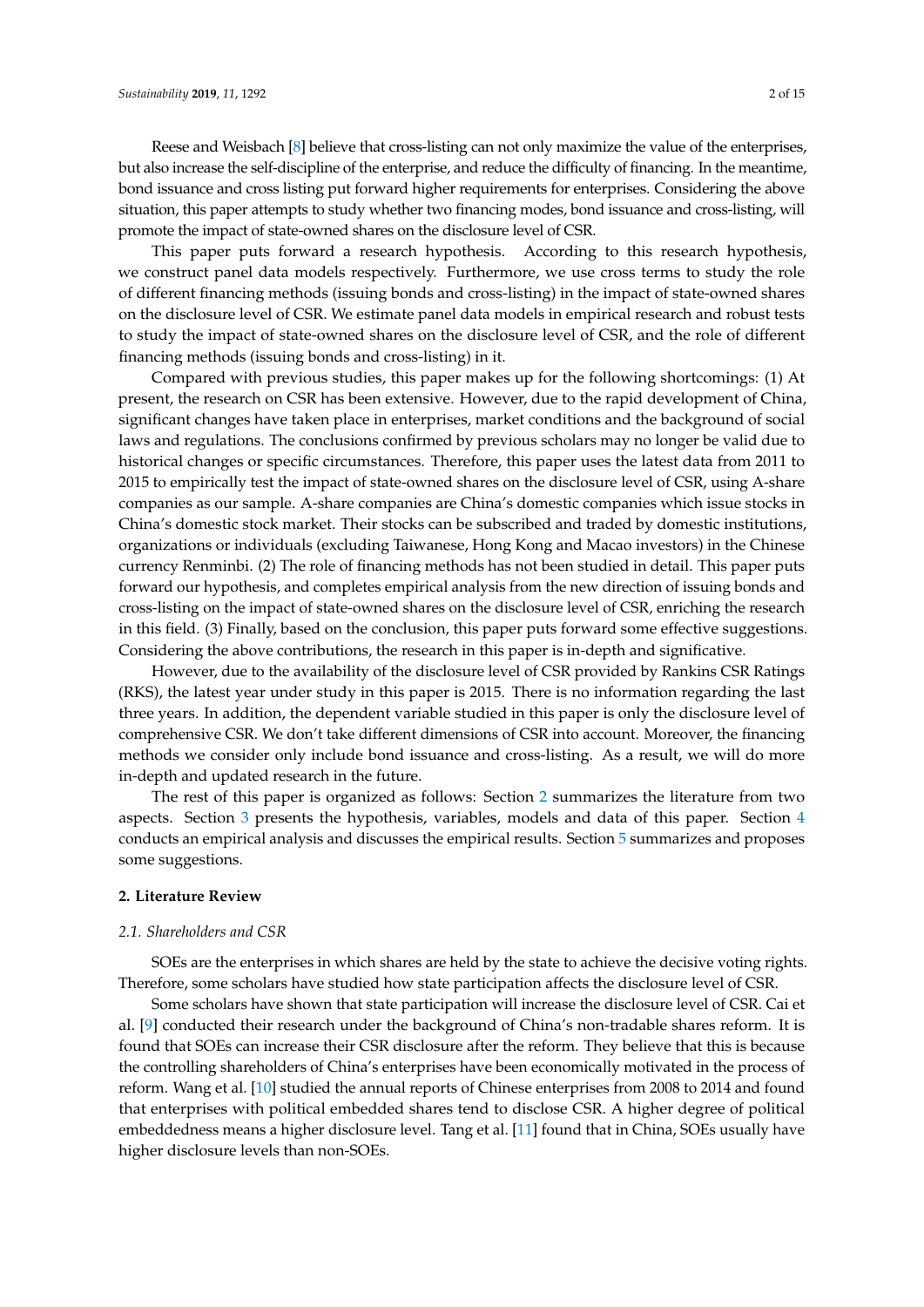Reese and Weisbach [8] believe that cross-listing can not only maximize the value of the enterprises, but also increase the self-discipline of the enterprise, and reduce the difficulty of financing. In the meantime, bond issuance and cross listing put forward higher requirements for enterprises. Considering the above situation, this paper attempts to study whether two financing modes, bond issuance and cross-listing, will promote the impact of state-owned shares on the disclosure level of CSR.

This paper puts forward a research hypothesis. According to this research hypothesis, we construct panel data models respectively. Furthermore, we use cross terms to study the role of different financing methods (issuing bonds and cross-listing) in the impact of state-owned shares on the disclosure level of CSR. We estimate panel data models in empirical research and robust tests to study the impact of state-owned shares on the disclosure level of CSR, and the role of different financing methods (issuing bonds and cross-listing) in it.

Compared with previous studies, this paper makes up for the following shortcomings: (1) At present, the research on CSR has been extensive. However, due to the rapid development of China, significant changes have taken place in enterprises, market conditions and the background of social laws and regulations. The conclusions confirmed by previous scholars may no longer be valid due to historical changes or specific circumstances. Therefore, this paper uses the latest data from 2011 to 2015 to empirically test the impact of state-owned shares on the disclosure level of CSR, using A-share companies as our sample. A-share companies are China's domestic companies which issue stocks in China's domestic stock market. Their stocks can be subscribed and traded by domestic institutions, organizations or individuals (excluding Taiwanese, Hong Kong and Macao investors) in the Chinese currency Renminbi. (2) The role of financing methods has not been studied in detail. This paper puts forward our hypothesis, and completes empirical analysis from the new direction of issuing bonds and cross-listing on the impact of state-owned shares on the disclosure level of CSR, enriching the research in this field. (3) Finally, based on the conclusion, this paper puts forward some effective suggestions. Considering the above contributions, the research in this paper is in-depth and significative.

However, due to the availability of the disclosure level of CSR provided by Rankins CSR Ratings (RKS), the latest year under study in this paper is 2015. There is no information regarding the last three years. In addition, the dependent variable studied in this paper is only the disclosure level of comprehensive CSR. We don't take different dimensions of CSR into account. Moreover, the financing methods we consider only include bond issuance and cross-listing. As a result, we will do more in-depth and updated research in the future.

The rest of this paper is organized as follows: Section 2 summarizes the literature from two aspects. Section 3 presents the hypothesis, variables, models and data of this paper. Section 4 conducts an empirical analysis and discusses the empirical results. Section 5 summarizes and proposes some suggestions.

## 2. Literature Review

### *2.1. Shareholders and CSR*

SOEs are the enterprises in which shares are held by the state to achieve the decisive voting rights. Therefore, some scholars have studied how state participation affects the disclosure level of CSR.

Some scholars have shown that state participation will increase the disclosure level of CSR. Cai et al. [9] conducted their research under the background of China's non-tradable shares reform. It is found that SOEs can increase their CSR disclosure after the reform. They believe that this is because the controlling shareholders of China's enterprises have been economically motivated in the process of reform. Wang et al. [10] studied the annual reports of Chinese enterprises from 2008 to 2014 and found that enterprises with political embedded shares tend to disclose CSR. A higher degree of political embeddedness means a higher disclosure level. Tang et al. [11] found that in China, SOEs usually have higher disclosure levels than non-SOEs.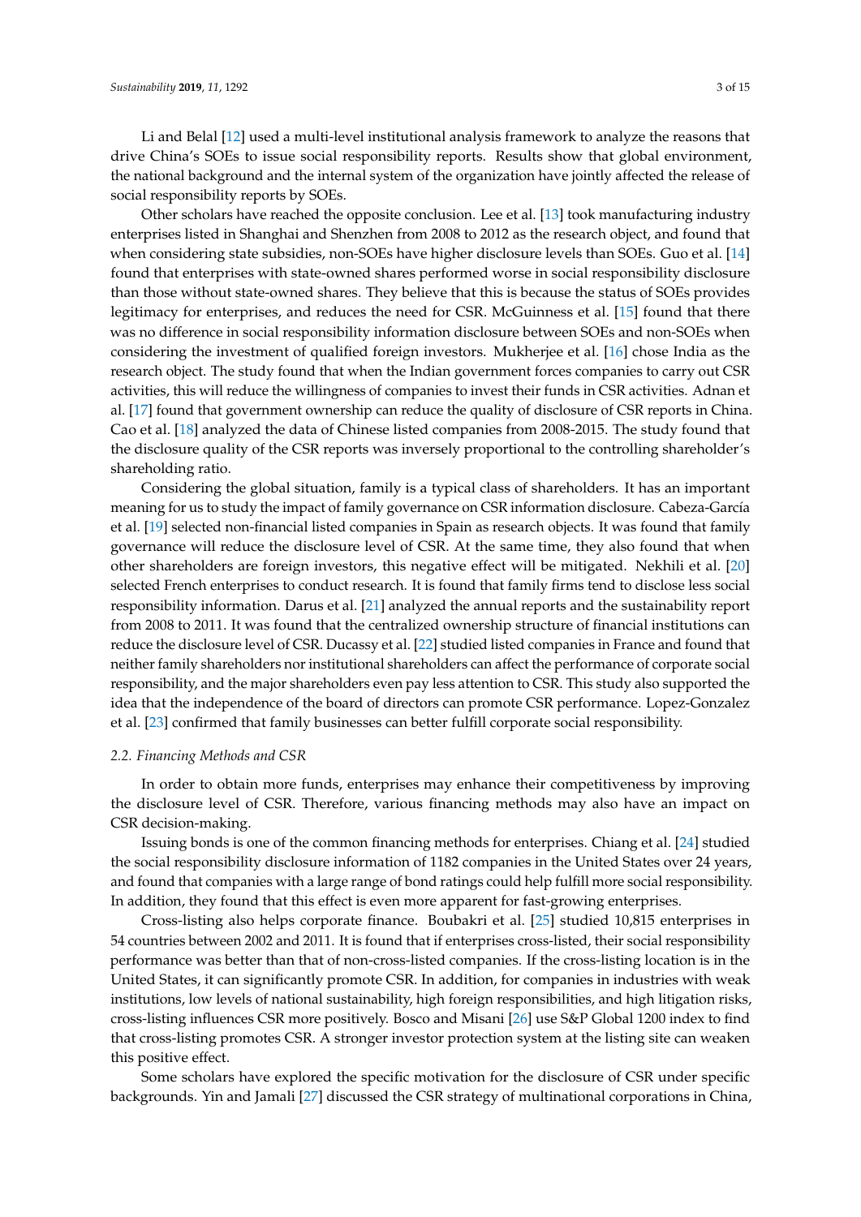Li and Belal [12] used a multi-level institutional analysis framework to analyze the reasons that drive China's SOEs to issue social responsibility reports. Results show that global environment, the national background and the internal system of the organization have jointly affected the release of social responsibility reports by SOEs.

Other scholars have reached the opposite conclusion. Lee et al. [13] took manufacturing industry enterprises listed in Shanghai and Shenzhen from 2008 to 2012 as the research object, and found that when considering state subsidies, non-SOEs have higher disclosure levels than SOEs. Guo et al. [14] found that enterprises with state-owned shares performed worse in social responsibility disclosure than those without state-owned shares. They believe that this is because the status of SOEs provides legitimacy for enterprises, and reduces the need for CSR. McGuinness et al. [15] found that there was no difference in social responsibility information disclosure between SOEs and non-SOEs when considering the investment of qualified foreign investors. Mukherjee et al. [16] chose India as the research object. The study found that when the Indian government forces companies to carry out CSR activities, this will reduce the willingness of companies to invest their funds in CSR activities. Adnan et al. [17] found that government ownership can reduce the quality of disclosure of CSR reports in China. Cao et al. [18] analyzed the data of Chinese listed companies from 2008-2015. The study found that the disclosure quality of the CSR reports was inversely proportional to the controlling shareholder's shareholding ratio.

Considering the global situation, family is a typical class of shareholders. It has an important meaning for us to study the impact of family governance on CSR information disclosure. Cabeza-García et al. [19] selected non-financial listed companies in Spain as research objects. It was found that family governance will reduce the disclosure level of CSR. At the same time, they also found that when other shareholders are foreign investors, this negative effect will be mitigated. Nekhili et al. [20] selected French enterprises to conduct research. It is found that family firms tend to disclose less social responsibility information. Darus et al. [21] analyzed the annual reports and the sustainability report from 2008 to 2011. It was found that the centralized ownership structure of financial institutions can reduce the disclosure level of CSR. Ducassy et al. [22] studied listed companies in France and found that neither family shareholders nor institutional shareholders can affect the performance of corporate social responsibility, and the major shareholders even pay less attention to CSR. This study also supported the idea that the independence of the board of directors can promote CSR performance. Lopez-Gonzalez et al. [23] confirmed that family businesses can better fulfill corporate social responsibility.

### *2.2. Financing Methods and CSR*

In order to obtain more funds, enterprises may enhance their competitiveness by improving the disclosure level of CSR. Therefore, various financing methods may also have an impact on CSR decision-making.

Issuing bonds is one of the common financing methods for enterprises. Chiang et al. [24] studied the social responsibility disclosure information of 1182 companies in the United States over 24 years, and found that companies with a large range of bond ratings could help fulfill more social responsibility. In addition, they found that this effect is even more apparent for fast-growing enterprises.

Cross-listing also helps corporate finance. Boubakri et al. [25] studied 10,815 enterprises in 54 countries between 2002 and 2011. It is found that if enterprises cross-listed, their social responsibility performance was better than that of non-cross-listed companies. If the cross-listing location is in the United States, it can significantly promote CSR. In addition, for companies in industries with weak institutions, low levels of national sustainability, high foreign responsibilities, and high litigation risks, cross-listing influences CSR more positively. Bosco and Misani [26] use S&P Global 1200 index to find that cross-listing promotes CSR. A stronger investor protection system at the listing site can weaken this positive effect.

Some scholars have explored the specific motivation for the disclosure of CSR under specific backgrounds. Yin and Jamali [27] discussed the CSR strategy of multinational corporations in China,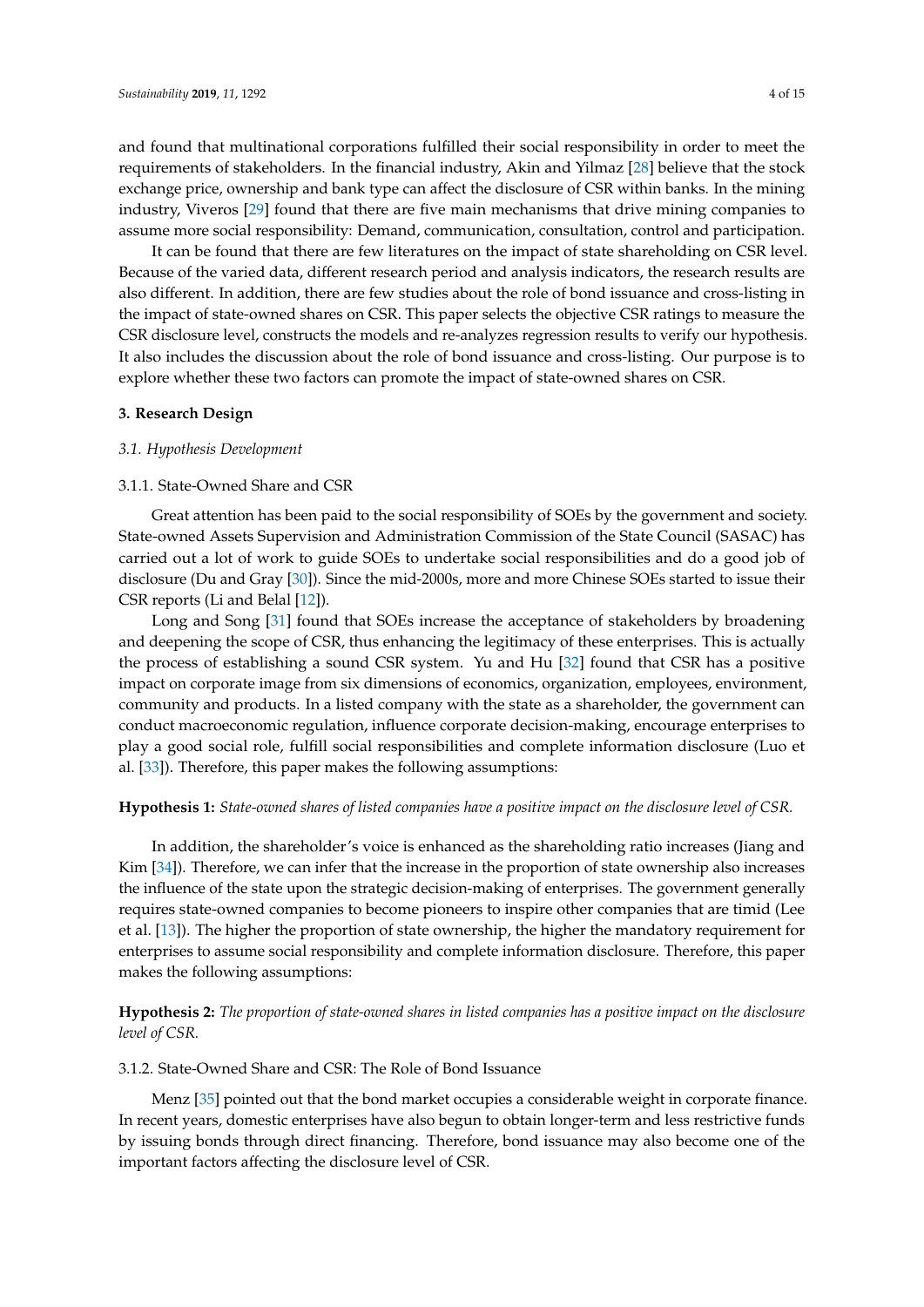and found that multinational corporations fulfilled their social responsibility in order to meet the requirements of stakeholders. In the financial industry, Akin and Yilmaz [28] believe that the stock exchange price, ownership and bank type can affect the disclosure of CSR within banks. In the mining industry, Viveros [29] found that there are five main mechanisms that drive mining companies to assume more social responsibility: Demand, communication, consultation, control and participation.

It can be found that there are few literatures on the impact of state shareholding on CSR level. Because of the varied data, different research period and analysis indicators, the research results are also different. In addition, there are few studies about the role of bond issuance and cross-listing in the impact of state-owned shares on CSR. This paper selects the objective CSR ratings to measure the CSR disclosure level, constructs the models and re-analyzes regression results to verify our hypothesis. It also includes the discussion about the role of bond issuance and cross-listing. Our purpose is to explore whether these two factors can promote the impact of state-owned shares on CSR.

## 3. Research Design

### *3.1. Hypothesis Development*

#### 3.1.1. State-Owned Share and CSR

Great attention has been paid to the social responsibility of SOEs by the government and society. State-owned Assets Supervision and Administration Commission of the State Council (SASAC) has carried out a lot of work to guide SOEs to undertake social responsibilities and do a good job of disclosure (Du and Gray [30]). Since the mid-2000s, more and more Chinese SOEs started to issue their CSR reports (Li and Belal [12]).

Long and Song [31] found that SOEs increase the acceptance of stakeholders by broadening and deepening the scope of CSR, thus enhancing the legitimacy of these enterprises. This is actually the process of establishing a sound CSR system. Yu and Hu [32] found that CSR has a positive impact on corporate image from six dimensions of economics, organization, employees, environment, community and products. In a listed company with the state as a shareholder, the government can conduct macroeconomic regulation, influence corporate decision-making, encourage enterprises to play a good social role, fulfill social responsibilities and complete information disclosure (Luo et al. [33]). Therefore, this paper makes the following assumptions:

**Hypothesis 1:** *State-owned shares of listed companies have a positive impact on the disclosure level of CSR.*

In addition, the shareholder's voice is enhanced as the shareholding ratio increases (Jiang and Kim [34]). Therefore, we can infer that the increase in the proportion of state ownership also increases the influence of the state upon the strategic decision-making of enterprises. The government generally requires state-owned companies to become pioneers to inspire other companies that are timid (Lee et al. [13]). The higher the proportion of state ownership, the higher the mandatory requirement for enterprises to assume social responsibility and complete information disclosure. Therefore, this paper makes the following assumptions:

**Hypothesis 2:** *The proportion of state-owned shares in listed companies has a positive impact on the disclosure level of CSR.*

#### 3.1.2. State-Owned Share and CSR: The Role of Bond Issuance

Menz [35] pointed out that the bond market occupies a considerable weight in corporate finance. In recent years, domestic enterprises have also begun to obtain longer-term and less restrictive funds by issuing bonds through direct financing. Therefore, bond issuance may also become one of the important factors affecting the disclosure level of CSR.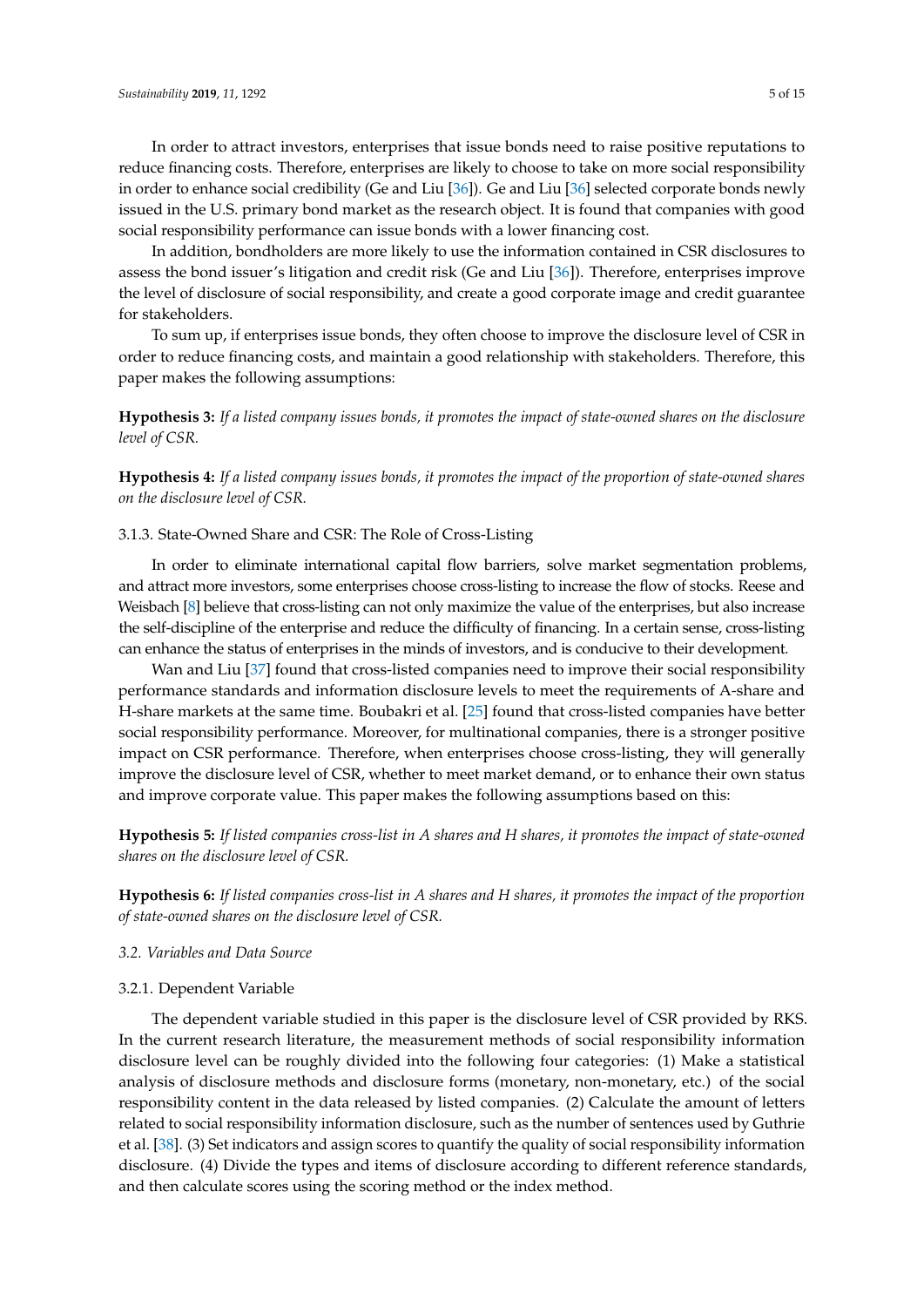In order to attract investors, enterprises that issue bonds need to raise positive reputations to reduce financing costs. Therefore, enterprises are likely to choose to take on more social responsibility in order to enhance social credibility (Ge and Liu [36]). Ge and Liu [36] selected corporate bonds newly issued in the U.S. primary bond market as the research object. It is found that companies with good social responsibility performance can issue bonds with a lower financing cost.

In addition, bondholders are more likely to use the information contained in CSR disclosures to assess the bond issuer's litigation and credit risk (Ge and Liu [36]). Therefore, enterprises improve the level of disclosure of social responsibility, and create a good corporate image and credit guarantee for stakeholders.

To sum up, if enterprises issue bonds, they often choose to improve the disclosure level of CSR in order to reduce financing costs, and maintain a good relationship with stakeholders. Therefore, this paper makes the following assumptions:

**Hypothesis 3:** *If a listed company issues bonds, it promotes the impact of state-owned shares on the disclosure level of CSR.*

**Hypothesis 4:** *If a listed company issues bonds, it promotes the impact of the proportion of state-owned shares on the disclosure level of CSR.*

#### 3.1.3. State-Owned Share and CSR: The Role of Cross-Listing

In order to eliminate international capital flow barriers, solve market segmentation problems, and attract more investors, some enterprises choose cross-listing to increase the flow of stocks. Reese and Weisbach [8] believe that cross-listing can not only maximize the value of the enterprises, but also increase the self-discipline of the enterprise and reduce the difficulty of financing. In a certain sense, cross-listing can enhance the status of enterprises in the minds of investors, and is conducive to their development.

Wan and Liu [37] found that cross-listed companies need to improve their social responsibility performance standards and information disclosure levels to meet the requirements of A-share and H-share markets at the same time. Boubakri et al. [25] found that cross-listed companies have better social responsibility performance. Moreover, for multinational companies, there is a stronger positive impact on CSR performance. Therefore, when enterprises choose cross-listing, they will generally improve the disclosure level of CSR, whether to meet market demand, or to enhance their own status and improve corporate value. This paper makes the following assumptions based on this:

**Hypothesis 5:** *If listed companies cross-list in A shares and H shares, it promotes the impact of state-owned shares on the disclosure level of CSR.*

**Hypothesis 6:** *If listed companies cross-list in A shares and H shares, it promotes the impact of the proportion of state-owned shares on the disclosure level of CSR.*

### *3.2. Variables and Data Source*

#### 3.2.1. Dependent Variable

The dependent variable studied in this paper is the disclosure level of CSR provided by RKS. In the current research literature, the measurement methods of social responsibility information disclosure level can be roughly divided into the following four categories: (1) Make a statistical analysis of disclosure methods and disclosure forms (monetary, non-monetary, etc.) of the social responsibility content in the data released by listed companies. (2) Calculate the amount of letters related to social responsibility information disclosure, such as the number of sentences used by Guthrie et al. [38]. (3) Set indicators and assign scores to quantify the quality of social responsibility information disclosure. (4) Divide the types and items of disclosure according to different reference standards, and then calculate scores using the scoring method or the index method.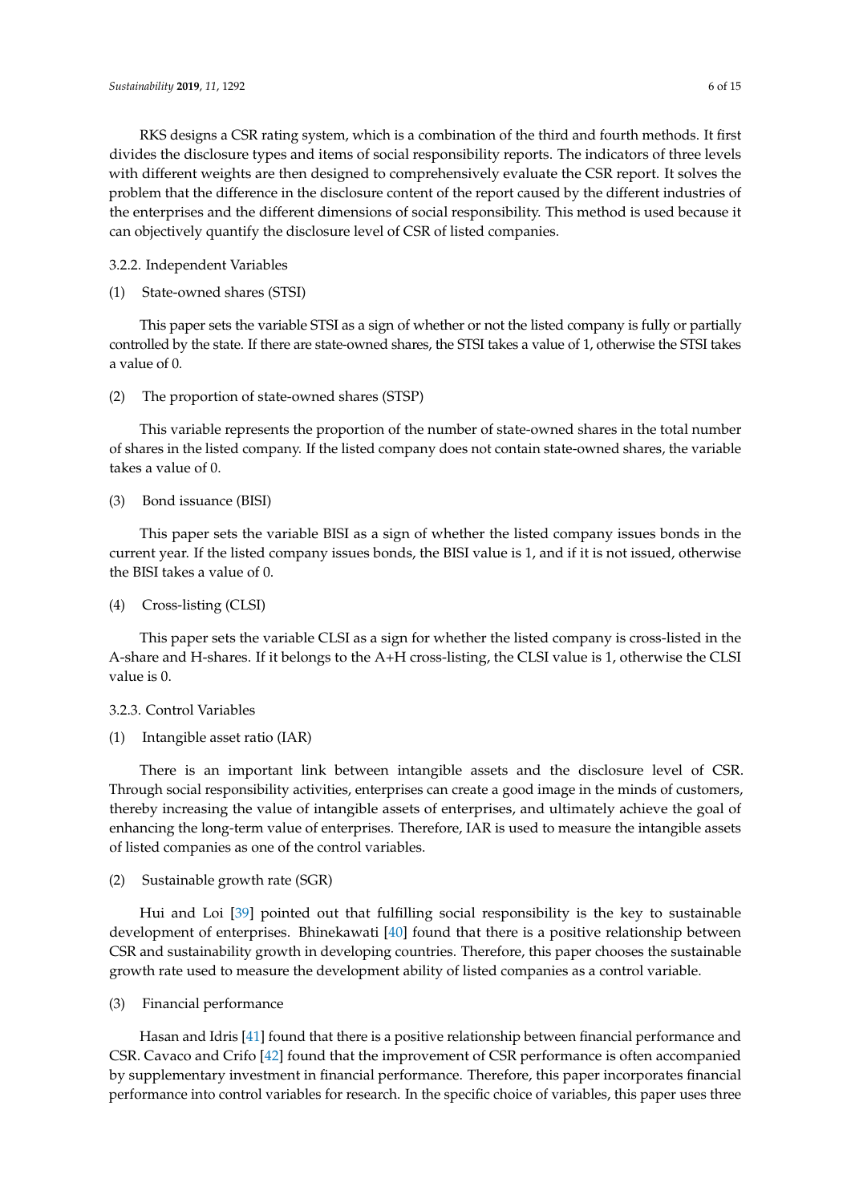RKS designs a CSR rating system, which is a combination of the third and fourth methods. It first divides the disclosure types and items of social responsibility reports. The indicators of three levels with different weights are then designed to comprehensively evaluate the CSR report. It solves the problem that the difference in the disclosure content of the report caused by the different industries of the enterprises and the different dimensions of social responsibility. This method is used because it can objectively quantify the disclosure level of CSR of listed companies.

### 3.2.2. Independent Variables

(1) State-owned shares (STSI)

This paper sets the variable STSI as a sign of whether or not the listed company is fully or partially controlled by the state. If there are state-owned shares, the STSI takes a value of 1, otherwise the STSI takes a value of 0.

(2) The proportion of state-owned shares (STSP)

This variable represents the proportion of the number of state-owned shares in the total number of shares in the listed company. If the listed company does not contain state-owned shares, the variable takes a value of 0.

(3) Bond issuance (BISI)

This paper sets the variable BISI as a sign of whether the listed company issues bonds in the current year. If the listed company issues bonds, the BISI value is 1, and if it is not issued, otherwise the BISI takes a value of 0.

(4) Cross-listing (CLSI)

This paper sets the variable CLSI as a sign for whether the listed company is cross-listed in the A-share and H-shares. If it belongs to the A+H cross-listing, the CLSI value is 1, otherwise the CLSI value is 0.

### 3.2.3. Control Variables

(1) Intangible asset ratio (IAR)

There is an important link between intangible assets and the disclosure level of CSR. Through social responsibility activities, enterprises can create a good image in the minds of customers, thereby increasing the value of intangible assets of enterprises, and ultimately achieve the goal of enhancing the long-term value of enterprises. Therefore, IAR is used to measure the intangible assets of listed companies as one of the control variables.

(2) Sustainable growth rate (SGR)

Hui and Loi [39] pointed out that fulfilling social responsibility is the key to sustainable development of enterprises. Bhinekawati [40] found that there is a positive relationship between CSR and sustainability growth in developing countries. Therefore, this paper chooses the sustainable growth rate used to measure the development ability of listed companies as a control variable.

(3) Financial performance

Hasan and Idris [41] found that there is a positive relationship between financial performance and CSR. Cavaco and Crifo [42] found that the improvement of CSR performance is often accompanied by supplementary investment in financial performance. Therefore, this paper incorporates financial performance into control variables for research. In the specific choice of variables, this paper uses three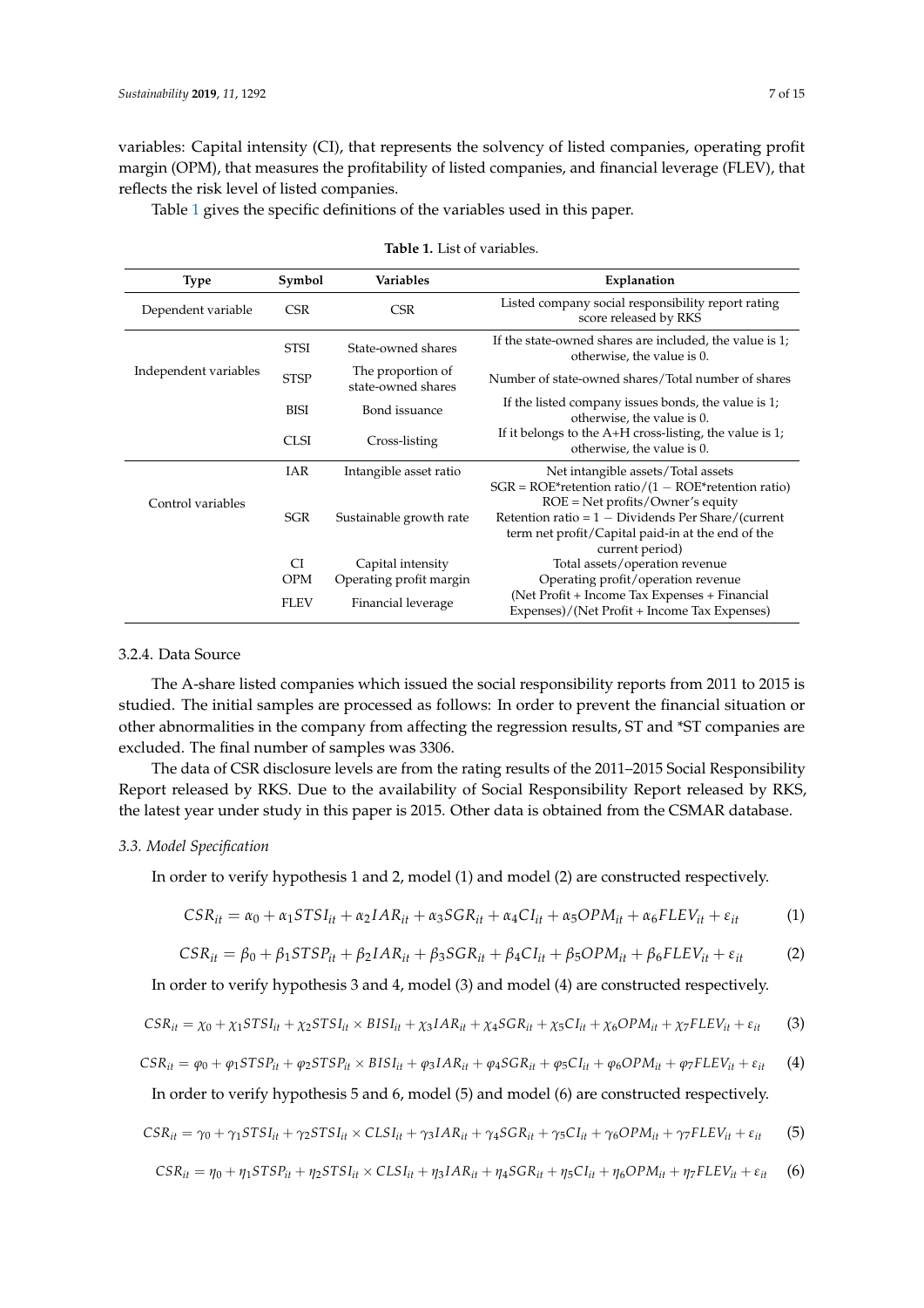variables: Capital intensity (CI), that represents the solvency of listed companies, operating profit margin (OPM), that measures the profitability of listed companies, and financial leverage (FLEV), that reflects the risk level of listed companies.

Table 1 gives the specific definitions of the variables used in this paper.

**Table 1.** List of variables.

| Type | Symbol | Variables | Explanation |
|---|---|---|---|
| Dependent variable | CSR | CSR | Listed company social responsibility report rating score released by RKS |
| Independent variables | STSI | State-owned shares | If the state-owned shares are included, the value is 1; otherwise, the value is 0. |
| | STSP | The proportion of state-owned shares | Number of state-owned shares/Total number of shares |
| | BISI | Bond issuance | If the listed company issues bonds, the value is 1; otherwise, the value is 0. |
| | CLSI | Cross-listing | If it belongs to the A+H cross-listing, the value is 1; otherwise, the value is 0. |
| Control variables | IAR | Intangible asset ratio | Net intangible assets/Total assets |
| | SGR | Sustainable growth rate | SGR = ROE*retention ratio/(1 − ROE*retention ratio) ROE = Net profits/Owner's equity Retention ratio = 1 − Dividends Per Share/(current term net profit/Capital paid-in at the end of the current period) |
| | CI | Capital intensity | Total assets/operation revenue |
| | OPM | Operating profit margin | Operating profit/operation revenue |
| | FLEV | Financial leverage | (Net Profit + Income Tax Expenses + Financial Expenses)/(Net Profit + Income Tax Expenses) |

3.2.4. Data Source

The A-share listed companies which issued the social responsibility reports from 2011 to 2015 is studied. The initial samples are processed as follows: In order to prevent the financial situation or other abnormalities in the company from affecting the regression results, ST and *ST companies are excluded. The final number of samples was 3306.

The data of CSR disclosure levels are from the rating results of the 2011–2015 Social Responsibility Report released by RKS. Due to the availability of Social Responsibility Report released by RKS, the latest year under study in this paper is 2015. Other data is obtained from the CSMAR database.

### *3.3. Model Specification*

In order to verify hypothesis 1 and 2, model (1) and model (2) are constructed respectively.

$$CSR_{it} = \alpha_0 + \alpha_1 STSI_{it} + \alpha_2 IAR_{it} + \alpha_3 SGR_{it} + \alpha_4 CI_{it} + \alpha_5 OPM_{it} + \alpha_6 FLEV_{it} + \varepsilon_{it} \tag{1}$$

$$CSR_{it} = \beta_0 + \beta_1 STSP_{it} + \beta_2 IAR_{it} + \beta_3 SGR_{it} + \beta_4 CI_{it} + \beta_5 OPM_{it} + \beta_6 FLEV_{it} + \varepsilon_{it} \tag{2}$$

In order to verify hypothesis 3 and 4, model (3) and model (4) are constructed respectively.

$$CSR_{it} = \chi_0 + \chi_1 STSI_{it} + \chi_2 STSI_{it} \times BISI_{it} + \chi_3 IAR_{it} + \chi_4 SGR_{it} + \chi_5 CI_{it} + \chi_6 OPM_{it} + \chi_7 FLEV_{it} + \varepsilon_{it} \tag{3}$$

$$CSR_{it} = \varphi_0 + \varphi_1 STSP_{it} + \varphi_2 STSP_{it} \times BISI_{it} + \varphi_3 IAR_{it} + \varphi_4 SGR_{it} + \varphi_5 CI_{it} + \varphi_6 OPM_{it} + \varphi_7 FLEV_{it} + \varepsilon_{it} \tag{4}$$

In order to verify hypothesis 5 and 6, model (5) and model (6) are constructed respectively.

$$CSR_{it} = \gamma_0 + \gamma_1 STSI_{it} + \gamma_2 STSI_{it} \times CLSI_{it} + \gamma_3 IAR_{it} + \gamma_4 SGR_{it} + \gamma_5 CI_{it} + \gamma_6 OPM_{it} + \gamma_7 FLEV_{it} + \varepsilon_{it} \tag{5}$$

$$CSR_{it} = \eta_0 + \eta_1 STSP_{it} + \eta_2 STSI_{it} \times CLSI_{it} + \eta_3 IAR_{it} + \eta_4 SGR_{it} + \eta_5 CI_{it} + \eta_6 OPM_{it} + \eta_7 FLEV_{it} + \varepsilon_{it} \tag{6}$$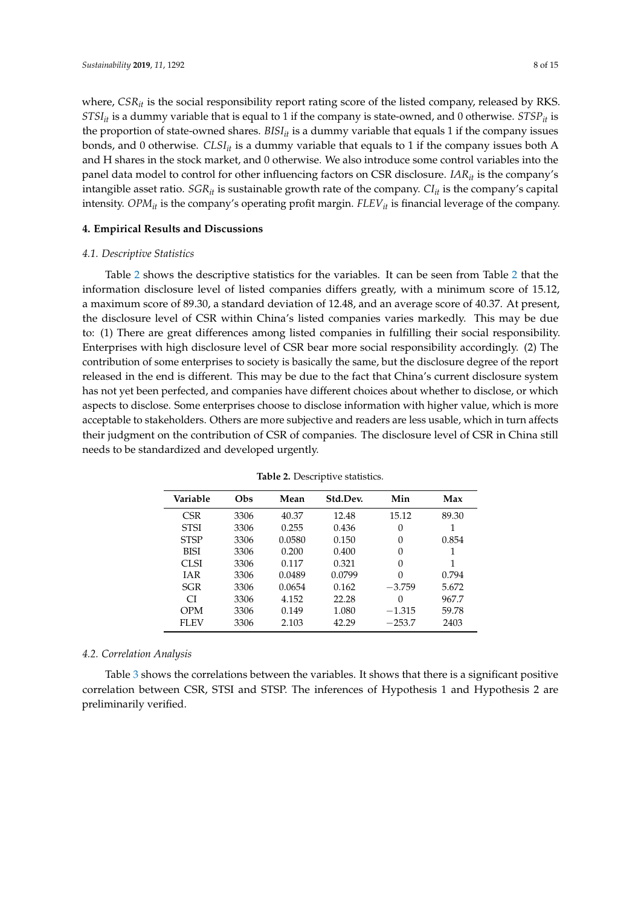where, $CSR_{it}$ is the social responsibility report rating score of the listed company, released by RKS. $STSI_{it}$ is a dummy variable that is equal to 1 if the company is state-owned, and 0 otherwise. $STSP_{it}$ is the proportion of state-owned shares. $BISI_{it}$ is a dummy variable that equals 1 if the company issues bonds, and 0 otherwise. $CLSI_{it}$ is a dummy variable that equals to 1 if the company issues both A and H shares in the stock market, and 0 otherwise. We also introduce some control variables into the panel data model to control for other influencing factors on CSR disclosure. $IAR_{it}$ is the company's intangible asset ratio. $SGR_{it}$ is sustainable growth rate of the company. $CI_{it}$ is the company's capital intensity. $OPM_{it}$ is the company's operating profit margin. $FLEV_{it}$ is financial leverage of the company.

## 4. Empirical Results and Discussions

### *4.1. Descriptive Statistics*

Table 2 shows the descriptive statistics for the variables. It can be seen from Table 2 that the information disclosure level of listed companies differs greatly, with a minimum score of 15.12, a maximum score of 89.30, a standard deviation of 12.48, and an average score of 40.37. At present, the disclosure level of CSR within China's listed companies varies markedly. This may be due to: (1) There are great differences among listed companies in fulfilling their social responsibility. Enterprises with high disclosure level of CSR bear more social responsibility accordingly. (2) The contribution of some enterprises to society is basically the same, but the disclosure degree of the report released in the end is different. This may be due to the fact that China's current disclosure system has not yet been perfected, and companies have different choices about whether to disclose, or which aspects to disclose. Some enterprises choose to disclose information with higher value, which is more acceptable to stakeholders. Others are more subjective and readers are less usable, which in turn affects their judgment on the contribution of CSR of companies. The disclosure level of CSR in China still needs to be standardized and developed urgently.

**Table 2.** Descriptive statistics.

| Variable | Obs | Mean | Std.Dev. | Min | Max |
|---|---|---|---|---|---|
| CSR | 3306 | 40.37 | 12.48 | 15.12 | 89.30 |
| STSI | 3306 | 0.255 | 0.436 | 0 | 1 |
| STSP | 3306 | 0.0580 | 0.150 | 0 | 0.854 |
| BISI | 3306 | 0.200 | 0.400 | 0 | 1 |
| CLSI | 3306 | 0.117 | 0.321 | 0 | 1 |
| IAR | 3306 | 0.0489 | 0.0799 | 0 | 0.794 |
| SGR | 3306 | 0.0654 | 0.162 | −3.759 | 5.672 |
| CI | 3306 | 4.152 | 22.28 | 0 | 967.7 |
| OPM | 3306 | 0.149 | 1.080 | −1.315 | 59.78 |
| FLEV | 3306 | 2.103 | 42.29 | −253.7 | 2403 |

### *4.2. Correlation Analysis*

Table 3 shows the correlations between the variables. It shows that there is a significant positive correlation between CSR, STSI and STSP. The inferences of Hypothesis 1 and Hypothesis 2 are preliminarily verified.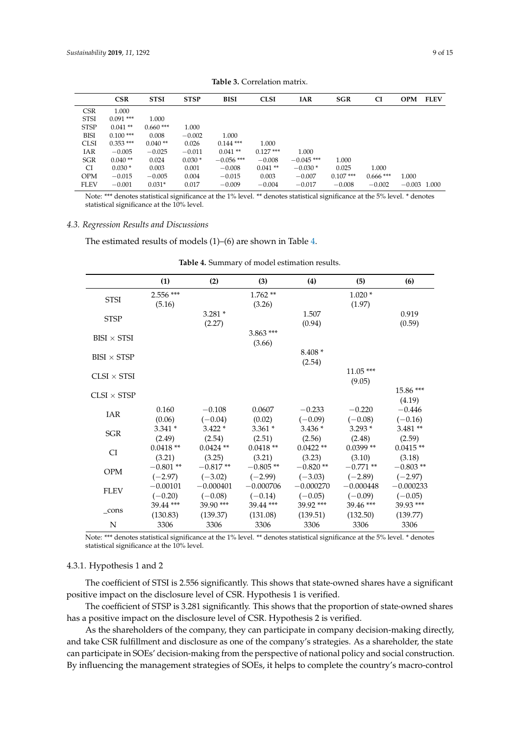**Table 3.** Correlation matrix.

| | CSR | STSI | STSP | BISI | CLSI | IAR | SGR | CI | OPM | FLEV |
|---|---|---|---|---|---|---|---|---|---|---|
| CSR | 1.000 | | | | | | | | | |
| STSI | 0.091 *** | 1.000 | | | | | | | | |
| STSP | 0.041 ** | 0.660 *** | 1.000 | | | | | | | |
| BISI | 0.100 *** | 0.008 | −0.002 | 1.000 | | | | | | |
| CLSI | 0.353 *** | 0.040 ** | 0.026 | 0.144 *** | 1.000 | | | | | |
| IAR | −0.005 | −0.025 | −0.011 | 0.041 ** | 0.127 *** | 1.000 | | | | |
| SGR | 0.040 ** | 0.024 | 0.030 * | −0.056 *** | −0.008 | −0.045 *** | 1.000 | | | |
| CI | 0.030 * | 0.003 | 0.001 | −0.008 | 0.041 ** | −0.030 * | 0.025 | 1.000 | | |
| OPM | −0.015 | −0.005 | 0.004 | −0.015 | 0.003 | −0.007 | 0.107 *** | 0.666 *** | 1.000 | |
| FLEV | −0.001 | 0.031* | 0.017 | −0.009 | −0.004 | −0.017 | −0.008 | −0.002 | −0.003 | 1.000 |

Note: *** denotes statistical significance at the 1% level. ** denotes statistical significance at the 5% level. * denotes statistical significance at the 10% level.

### 4.3. Regression Results and Discussions

The estimated results of models (1)–(6) are shown in Table 4.

**Table 4.** Summary of model estimation results.

| | (1) | (2) | (3) | (4) | (5) | (6) |
|---|---|---|---|---|---|---|
| STSI | 2.556 *** (5.16) | | 1.762 ** (3.26) | | 1.020 * (1.97) | |
| STSP | | 3.281 * (2.27) | | 1.507 (0.94) | | 0.919 (0.59) |
| BISI × STSI | | | 3.863 *** (3.66) | | | |
| BISI × STSP | | | | 8.408 * (2.54) | | |
| CLSI × STSI | | | | | 11.05 *** (9.05) | |
| CLSI × STSP | | | | | | 15.86 *** (4.19) |
| IAR | 0.160 (0.06) | −0.108 (−0.04) | 0.0607 (0.02) | −0.233 (−0.09) | −0.220 (−0.08) | −0.446 (−0.16) |
| SGR | 3.341 * (2.49) | 3.422 * (2.54) | 3.361 * (2.51) | 3.436 * (2.56) | 3.293 * (2.48) | 3.481 ** (2.59) |
| CI | 0.0418 ** (3.21) | 0.0424 ** (3.25) | 0.0418 ** (3.21) | 0.0422 ** (3.23) | 0.0399 ** (3.10) | 0.0415 ** (3.18) |
| OPM | −0.801 ** (−2.97) | −0.817 ** (−3.02) | −0.805 ** (−2.99) | −0.820 ** (−3.03) | −0.771 ** (−2.89) | −0.803 ** (−2.97) |
| FLEV | −0.00101 (−0.20) | −0.000401 (−0.08) | −0.000706 (−0.14) | −0.000270 (−0.05) | −0.000448 (−0.09) | −0.000233 (−0.05) |
| _cons | 39.44 *** (130.83) | 39.90 *** (139.37) | 39.44 *** (131.08) | 39.92 *** (139.51) | 39.46 *** (132.50) | 39.93 *** (139.77) |
| N | 3306 | 3306 | 3306 | 3306 | 3306 | 3306 |

Note: *** denotes statistical significance at the 1% level. ** denotes statistical significance at the 5% level. * denotes statistical significance at the 10% level.

#### 4.3.1. Hypothesis 1 and 2

The coefficient of STSI is 2.556 significantly. This shows that state-owned shares have a significant positive impact on the disclosure level of CSR. Hypothesis 1 is verified.

The coefficient of STSP is 3.281 significantly. This shows that the proportion of state-owned shares has a positive impact on the disclosure level of CSR. Hypothesis 2 is verified.

As the shareholders of the company, they can participate in company decision-making directly, and take CSR fulfillment and disclosure as one of the company's strategies. As a shareholder, the state can participate in SOEs' decision-making from the perspective of national policy and social construction. By influencing the management strategies of SOEs, it helps to complete the country's macro-control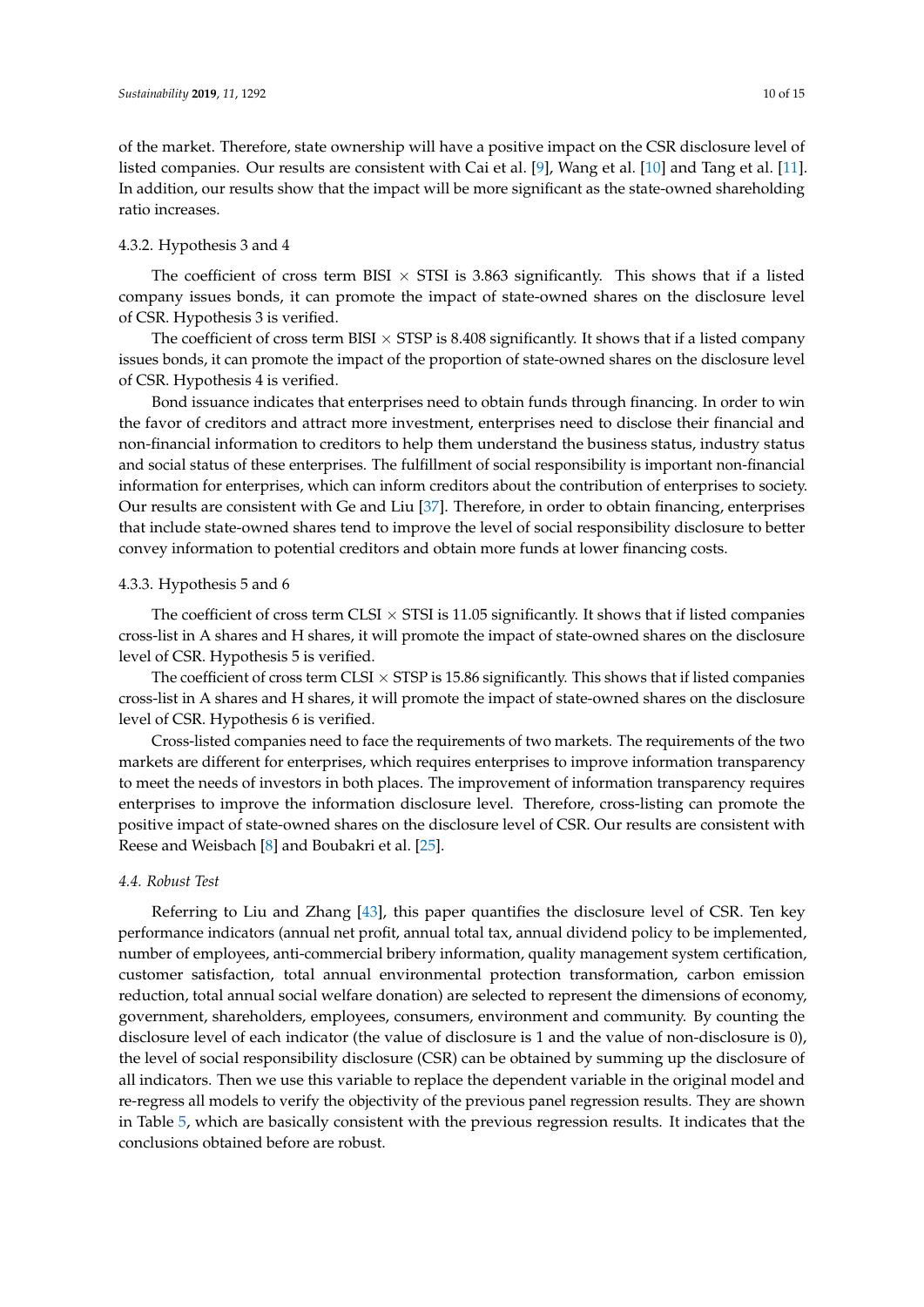of the market. Therefore, state ownership will have a positive impact on the CSR disclosure level of listed companies. Our results are consistent with Cai et al. [9], Wang et al. [10] and Tang et al. [11]. In addition, our results show that the impact will be more significant as the state-owned shareholding ratio increases.

#### 4.3.2. Hypothesis 3 and 4

The coefficient of cross term BISI $\times$ STSI is 3.863 significantly. This shows that if a listed company issues bonds, it can promote the impact of state-owned shares on the disclosure level of CSR. Hypothesis 3 is verified.

The coefficient of cross term BISI $\times$ STSP is 8.408 significantly. It shows that if a listed company issues bonds, it can promote the impact of the proportion of state-owned shares on the disclosure level of CSR. Hypothesis 4 is verified.

Bond issuance indicates that enterprises need to obtain funds through financing. In order to win the favor of creditors and attract more investment, enterprises need to disclose their financial and non-financial information to creditors to help them understand the business status, industry status and social status of these enterprises. The fulfillment of social responsibility is important non-financial information for enterprises, which can inform creditors about the contribution of enterprises to society. Our results are consistent with Ge and Liu [37]. Therefore, in order to obtain financing, enterprises that include state-owned shares tend to improve the level of social responsibility disclosure to better convey information to potential creditors and obtain more funds at lower financing costs.

#### 4.3.3. Hypothesis 5 and 6

The coefficient of cross term CLSI $\times$ STSI is 11.05 significantly. It shows that if listed companies cross-list in A shares and H shares, it will promote the impact of state-owned shares on the disclosure level of CSR. Hypothesis 5 is verified.

The coefficient of cross term CLSI $\times$ STSP is 15.86 significantly. This shows that if listed companies cross-list in A shares and H shares, it will promote the impact of state-owned shares on the disclosure level of CSR. Hypothesis 6 is verified.

Cross-listed companies need to face the requirements of two markets. The requirements of the two markets are different for enterprises, which requires enterprises to improve information transparency to meet the needs of investors in both places. The improvement of information transparency requires enterprises to improve the information disclosure level. Therefore, cross-listing can promote the positive impact of state-owned shares on the disclosure level of CSR. Our results are consistent with Reese and Weisbach [8] and Boubakri et al. [25].

### *4.4. Robust Test*

Referring to Liu and Zhang [43], this paper quantifies the disclosure level of CSR. Ten key performance indicators (annual net profit, annual total tax, annual dividend policy to be implemented, number of employees, anti-commercial bribery information, quality management system certification, customer satisfaction, total annual environmental protection transformation, carbon emission reduction, total annual social welfare donation) are selected to represent the dimensions of economy, government, shareholders, employees, consumers, environment and community. By counting the disclosure level of each indicator (the value of disclosure is 1 and the value of non-disclosure is 0), the level of social responsibility disclosure (CSR) can be obtained by summing up the disclosure of all indicators. Then we use this variable to replace the dependent variable in the original model and re-regress all models to verify the objectivity of the previous panel regression results. They are shown in Table 5, which are basically consistent with the previous regression results. It indicates that the conclusions obtained before are robust.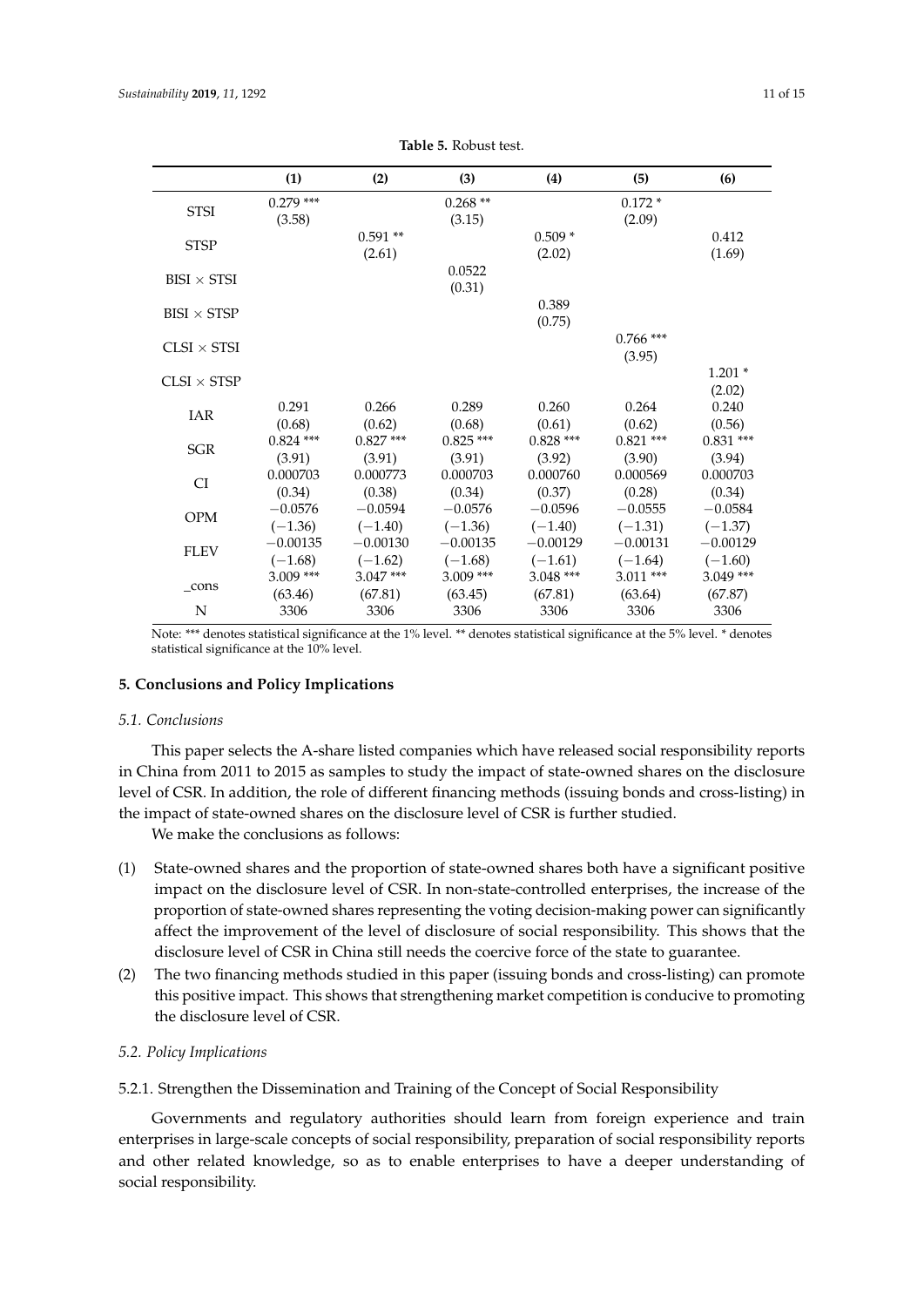**Table 5.** Robust test.

| | (1) | (2) | (3) | (4) | (5) | (6) |
|---|---|---|---|---|---|---|
| STSI | 0.279 *** | | 0.268 ** | | 0.172 * | |
| | (3.58) | | (3.15) | | (2.09) | |
| STSP | | 0.591 ** | | 0.509 * | | 0.412 |
| | | (2.61) | | (2.02) | | (1.69) |
| BISI × STSI | | | 0.0522 | | | |
| | | | (0.31) | | | |
| BISI × STSP | | | | 0.389 | | |
| | | | | (0.75) | | |
| CLSI × STSI | | | | | 0.766 *** | |
| | | | | | (3.95) | |
| CLSI × STSP | | | | | | 1.201 * |
| | | | | | | (2.02) |
| IAR | 0.291 | 0.266 | 0.289 | 0.260 | 0.264 | 0.240 |
| | (0.68) | (0.62) | (0.68) | (0.61) | (0.62) | (0.56) |
| SGR | 0.824 *** | 0.827 *** | 0.825 *** | 0.828 *** | 0.821 *** | 0.831 *** |
| | (3.91) | (3.91) | (3.91) | (3.92) | (3.90) | (3.94) |
| CI | 0.000703 | 0.000773 | 0.000703 | 0.000760 | 0.000569 | 0.000703 |
| | (0.34) | (0.38) | (0.34) | (0.37) | (0.28) | (0.34) |
| OPM | −0.0576 | −0.0594 | −0.0576 | −0.0596 | −0.0555 | −0.0584 |
| | (−1.36) | (−1.40) | (−1.36) | (−1.40) | (−1.31) | (−1.37) |
| FLEV | −0.00135 | −0.00130 | −0.00135 | −0.00129 | −0.00131 | −0.00129 |
| | (−1.68) | (−1.62) | (−1.68) | (−1.61) | (−1.64) | (−1.60) |
| _cons | 3.009 *** | 3.047 *** | 3.009 *** | 3.048 *** | 3.011 *** | 3.049 *** |
| | (63.46) | (67.81) | (63.45) | (67.81) | (63.64) | (67.87) |
| N | 3306 | 3306 | 3306 | 3306 | 3306 | 3306 |

Note: *** denotes statistical significance at the 1% level. ** denotes statistical significance at the 5% level. * denotes statistical significance at the 10% level.

## 5. Conclusions and Policy Implications

### 5.1. Conclusions

This paper selects the A-share listed companies which have released social responsibility reports in China from 2011 to 2015 as samples to study the impact of state-owned shares on the disclosure level of CSR. In addition, the role of different financing methods (issuing bonds and cross-listing) in the impact of state-owned shares on the disclosure level of CSR is further studied.

We make the conclusions as follows:

(1) State-owned shares and the proportion of state-owned shares both have a significant positive impact on the disclosure level of CSR. In non-state-controlled enterprises, the increase of the proportion of state-owned shares representing the voting decision-making power can significantly affect the improvement of the level of disclosure of social responsibility. This shows that the disclosure level of CSR in China still needs the coercive force of the state to guarantee.

(2) The two financing methods studied in this paper (issuing bonds and cross-listing) can promote this positive impact. This shows that strengthening market competition is conducive to promoting the disclosure level of CSR.

### 5.2. Policy Implications

#### 5.2.1. Strengthen the Dissemination and Training of the Concept of Social Responsibility

Governments and regulatory authorities should learn from foreign experience and train enterprises in large-scale concepts of social responsibility, preparation of social responsibility reports and other related knowledge, so as to enable enterprises to have a deeper understanding of social responsibility.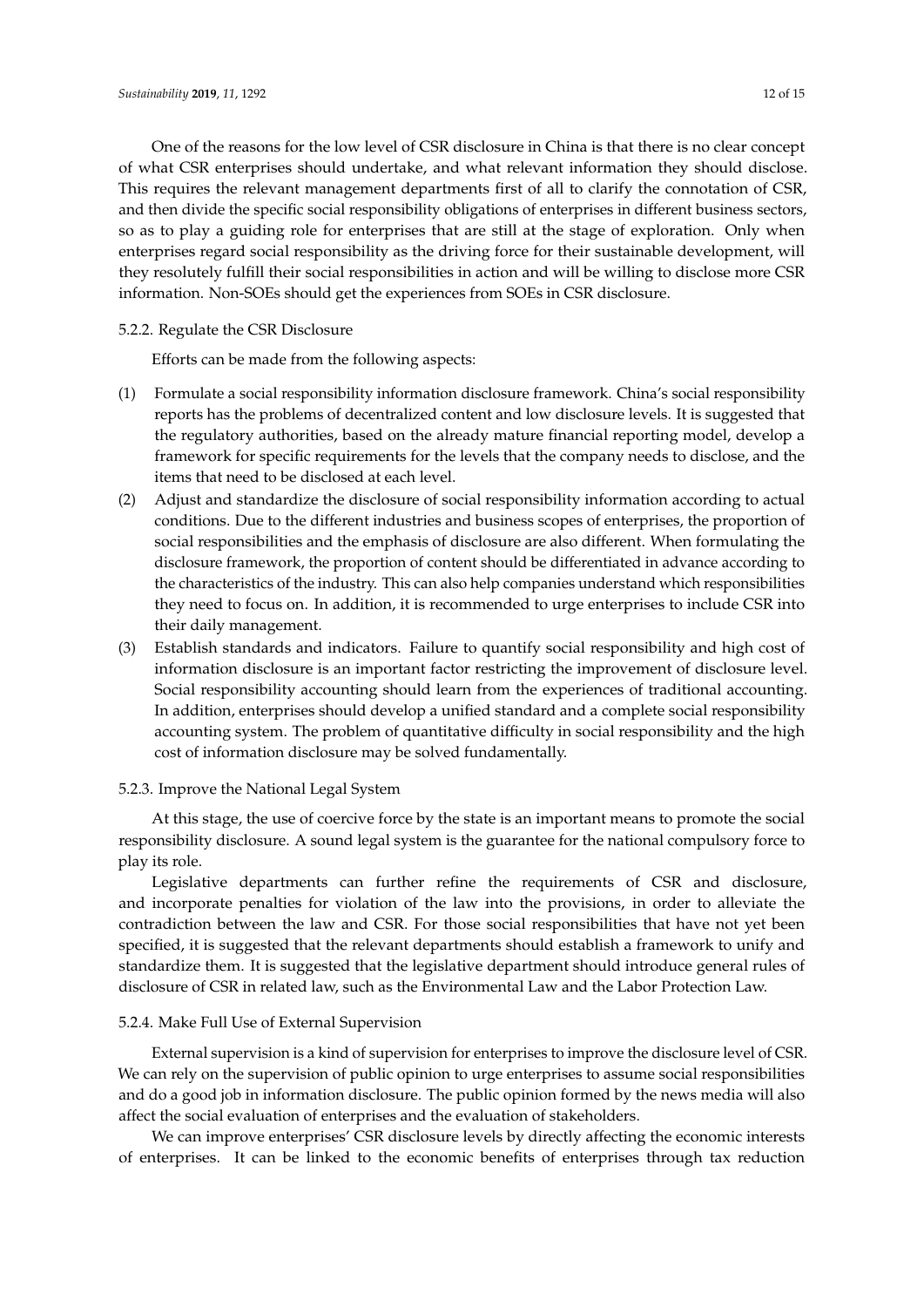One of the reasons for the low level of CSR disclosure in China is that there is no clear concept of what CSR enterprises should undertake, and what relevant information they should disclose. This requires the relevant management departments first of all to clarify the connotation of CSR, and then divide the specific social responsibility obligations of enterprises in different business sectors, so as to play a guiding role for enterprises that are still at the stage of exploration. Only when enterprises regard social responsibility as the driving force for their sustainable development, will they resolutely fulfill their social responsibilities in action and will be willing to disclose more CSR information. Non-SOEs should get the experiences from SOEs in CSR disclosure.

#### 5.2.2. Regulate the CSR Disclosure

Efforts can be made from the following aspects:

(1) Formulate a social responsibility information disclosure framework. China's social responsibility reports has the problems of decentralized content and low disclosure levels. It is suggested that the regulatory authorities, based on the already mature financial reporting model, develop a framework for specific requirements for the levels that the company needs to disclose, and the items that need to be disclosed at each level.

(2) Adjust and standardize the disclosure of social responsibility information according to actual conditions. Due to the different industries and business scopes of enterprises, the proportion of social responsibilities and the emphasis of disclosure are also different. When formulating the disclosure framework, the proportion of content should be differentiated in advance according to the characteristics of the industry. This can also help companies understand which responsibilities they need to focus on. In addition, it is recommended to urge enterprises to include CSR into their daily management.

(3) Establish standards and indicators. Failure to quantify social responsibility and high cost of information disclosure is an important factor restricting the improvement of disclosure level. Social responsibility accounting should learn from the experiences of traditional accounting. In addition, enterprises should develop a unified standard and a complete social responsibility accounting system. The problem of quantitative difficulty in social responsibility and the high cost of information disclosure may be solved fundamentally.

#### 5.2.3. Improve the National Legal System

At this stage, the use of coercive force by the state is an important means to promote the social responsibility disclosure. A sound legal system is the guarantee for the national compulsory force to play its role.

Legislative departments can further refine the requirements of CSR and disclosure, and incorporate penalties for violation of the law into the provisions, in order to alleviate the contradiction between the law and CSR. For those social responsibilities that have not yet been specified, it is suggested that the relevant departments should establish a framework to unify and standardize them. It is suggested that the legislative department should introduce general rules of disclosure of CSR in related law, such as the Environmental Law and the Labor Protection Law.

#### 5.2.4. Make Full Use of External Supervision

External supervision is a kind of supervision for enterprises to improve the disclosure level of CSR. We can rely on the supervision of public opinion to urge enterprises to assume social responsibilities and do a good job in information disclosure. The public opinion formed by the news media will also affect the social evaluation of enterprises and the evaluation of stakeholders.

We can improve enterprises' CSR disclosure levels by directly affecting the economic interests of enterprises. It can be linked to the economic benefits of enterprises through tax reduction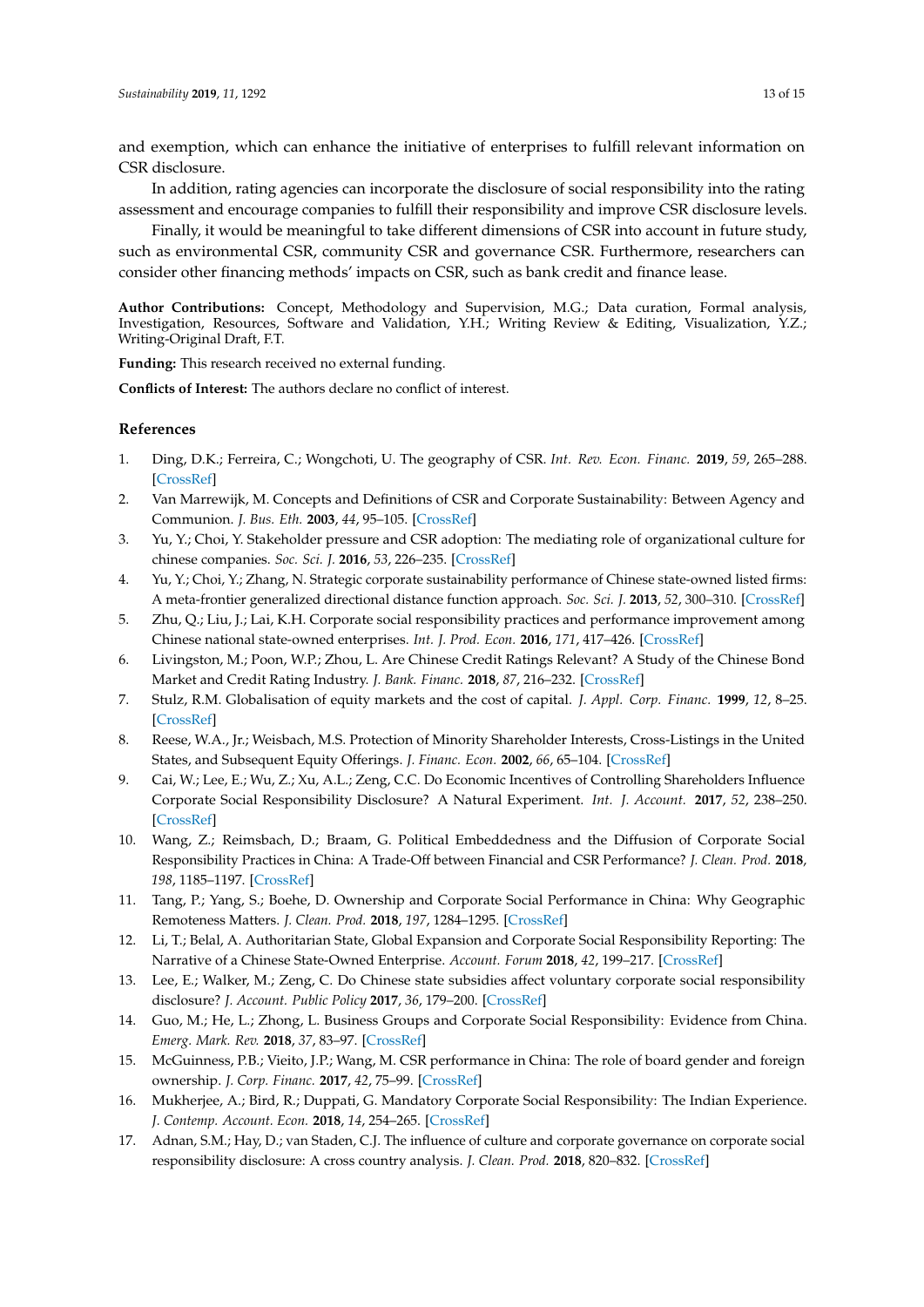and exemption, which can enhance the initiative of enterprises to fulfill relevant information on CSR disclosure.

In addition, rating agencies can incorporate the disclosure of social responsibility into the rating assessment and encourage companies to fulfill their responsibility and improve CSR disclosure levels.

Finally, it would be meaningful to take different dimensions of CSR into account in future study, such as environmental CSR, community CSR and governance CSR. Furthermore, researchers can consider other financing methods' impacts on CSR, such as bank credit and finance lease.

**Author Contributions:** Concept, Methodology and Supervision, M.G.; Data curation, Formal analysis, Investigation, Resources, Software and Validation, Y.H.; Writing Review & Editing, Visualization, Y.Z.; Writing-Original Draft, F.T.

**Funding:** This research received no external funding.

**Conflicts of Interest:** The authors declare no conflict of interest.

## References

1. Ding, D.K.; Ferreira, C.; Wongchoti, U. The geography of CSR. *Int. Rev. Econ. Financ.* **2019**, *59*, 265–288. [CrossRef]
2. Van Marrewijk, M. Concepts and Definitions of CSR and Corporate Sustainability: Between Agency and Communion. *J. Bus. Eth.* **2003**, *44*, 95–105. [CrossRef]
3. Yu, Y.; Choi, Y. Stakeholder pressure and CSR adoption: The mediating role of organizational culture for chinese companies. *Soc. Sci. J.* **2016**, *53*, 226–235. [CrossRef]
4. Yu, Y.; Choi, Y.; Zhang, N. Strategic corporate sustainability performance of Chinese state-owned listed firms: A meta-frontier generalized directional distance function approach. *Soc. Sci. J.* **2013**, *52*, 300–310. [CrossRef]
5. Zhu, Q.; Liu, J.; Lai, K.H. Corporate social responsibility practices and performance improvement among Chinese national state-owned enterprises. *Int. J. Prod. Econ.* **2016**, *171*, 417–426. [CrossRef]
6. Livingston, M.; Poon, W.P.; Zhou, L. Are Chinese Credit Ratings Relevant? A Study of the Chinese Bond Market and Credit Rating Industry. *J. Bank. Financ.* **2018**, *87*, 216–232. [CrossRef]
7. Stulz, R.M. Globalisation of equity markets and the cost of capital. *J. Appl. Corp. Financ.* **1999**, *12*, 8–25. [CrossRef]
8. Reese, W.A., Jr.; Weisbach, M.S. Protection of Minority Shareholder Interests, Cross-Listings in the United States, and Subsequent Equity Offerings. *J. Financ. Econ.* **2002**, *66*, 65–104. [CrossRef]
9. Cai, W.; Lee, E.; Wu, Z.; Xu, A.L.; Zeng, C.C. Do Economic Incentives of Controlling Shareholders Influence Corporate Social Responsibility Disclosure? A Natural Experiment. *Int. J. Account.* **2017**, *52*, 238–250. [CrossRef]
10. Wang, Z.; Reimsbach, D.; Braam, G. Political Embeddedness and the Diffusion of Corporate Social Responsibility Practices in China: A Trade-Off between Financial and CSR Performance? *J. Clean. Prod.* **2018**, *198*, 1185–1197. [CrossRef]
11. Tang, P.; Yang, S.; Boehe, D. Ownership and Corporate Social Performance in China: Why Geographic Remoteness Matters. *J. Clean. Prod.* **2018**, *197*, 1284–1295. [CrossRef]
12. Li, T.; Belal, A. Authoritarian State, Global Expansion and Corporate Social Responsibility Reporting: The Narrative of a Chinese State-Owned Enterprise. *Account. Forum* **2018**, *42*, 199–217. [CrossRef]
13. Lee, E.; Walker, M.; Zeng, C. Do Chinese state subsidies affect voluntary corporate social responsibility disclosure? *J. Account. Public Policy* **2017**, *36*, 179–200. [CrossRef]
14. Guo, M.; He, L.; Zhong, L. Business Groups and Corporate Social Responsibility: Evidence from China. *Emerg. Mark. Rev.* **2018**, *37*, 83–97. [CrossRef]
15. McGuinness, P.B.; Vieito, J.P.; Wang, M. CSR performance in China: The role of board gender and foreign ownership. *J. Corp. Financ.* **2017**, *42*, 75–99. [CrossRef]
16. Mukherjee, A.; Bird, R.; Duppati, G. Mandatory Corporate Social Responsibility: The Indian Experience. *J. Contemp. Account. Econ.* **2018**, *14*, 254–265. [CrossRef]
17. Adnan, S.M.; Hay, D.; van Staden, C.J. The influence of culture and corporate governance on corporate social responsibility disclosure: A cross country analysis. *J. Clean. Prod.* **2018**, 820–832. [CrossRef]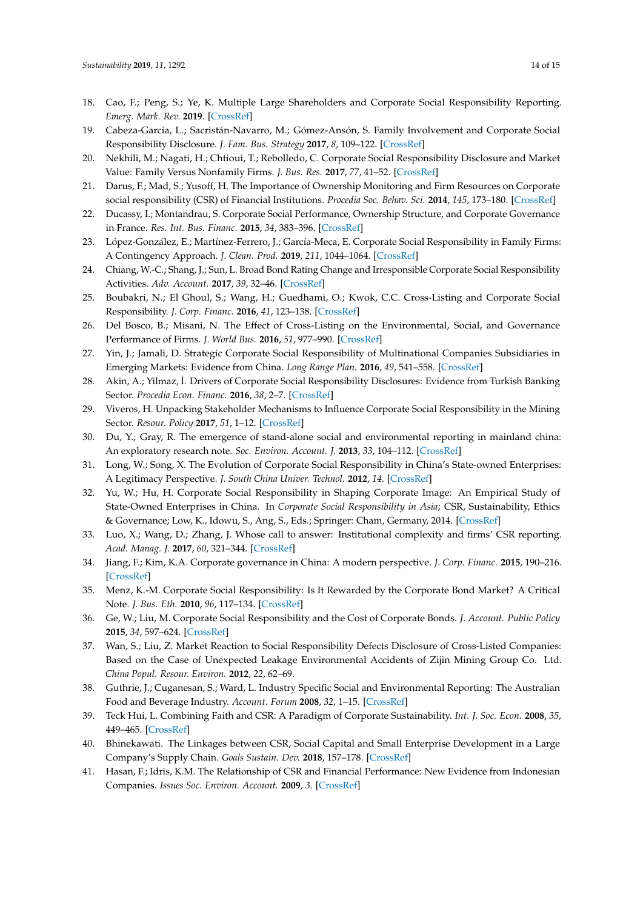18. Cao, F.; Peng, S.; Ye, K. Multiple Large Shareholders and Corporate Social Responsibility Reporting. *Emerg. Mark. Rev.* **2019**. [CrossRef]
19. Cabeza-García, L.; Sacristán-Navarro, M.; Gómez-Ansón, S. Family Involvement and Corporate Social Responsibility Disclosure. *J. Fam. Bus. Strategy* **2017**, *8*, 109–122. [CrossRef]
20. Nekhili, M.; Nagati, H.; Chtioui, T.; Rebolledo, C. Corporate Social Responsibility Disclosure and Market Value: Family Versus Nonfamily Firms. *J. Bus. Res.* **2017**, *77*, 41–52. [CrossRef]
21. Darus, F.; Mad, S.; Yusoff, H. The Importance of Ownership Monitoring and Firm Resources on Corporate social responsibility (CSR) of Financial Institutions. *Procedia Soc. Behav. Sci.* **2014**, *145*, 173–180. [CrossRef]
22. Ducassy, I.; Montandrau, S. Corporate Social Performance, Ownership Structure, and Corporate Governance in France. *Res. Int. Bus. Finance.* **2015**, *34*, 383–396. [CrossRef]
23. López-González, E.; Martínez-Ferrero, J.; García-Meca, E. Corporate Social Responsibility in Family Firms: A Contingency Approach. *J. Clean. Prod.* **2019**, *211*, 1044–1064. [CrossRef]
24. Chiang, W.-C.; Shang, J.; Sun, L. Broad Bond Rating Change and Irresponsible Corporate Social Responsibility Activities. *Adv. Account.* **2017**, *39*, 32–46. [CrossRef]
25. Boubakri, N.; El Ghoul, S.; Wang, H.; Guedhami, O.; Kwok, C.C. Cross-Listing and Corporate Social Responsibility. *J. Corp. Financ.* **2016**, *41*, 123–138. [CrossRef]
26. Del Bosco, B.; Misani, N. The Effect of Cross-Listing on the Environmental, Social, and Governance Performance of Firms. *J. World Bus.* **2016**, *51*, 977–990. [CrossRef]
27. Yin, J.; Jamali, D. Strategic Corporate Social Responsibility of Multinational Companies Subsidiaries in Emerging Markets: Evidence from China. *Long Range Plan.* **2016**, *49*, 541–558. [CrossRef]
28. Akin, A.; Yilmaz, İ. Drivers of Corporate Social Responsibility Disclosures: Evidence from Turkish Banking Sector. *Procedia Econ. Financ.* **2016**, *38*, 2–7. [CrossRef]
29. Viveros, H. Unpacking Stakeholder Mechanisms to Influence Corporate Social Responsibility in the Mining Sector. *Resour. Policy* **2017**, *51*, 1–12. [CrossRef]
30. Du, Y.; Gray, R. The emergence of stand-alone social and environmental reporting in mainland china: An exploratory research note. *Soc. Environ. Account. J.* **2013**, *33*, 104–112. [CrossRef]
31. Long, W.; Song, X. The Evolution of Corporate Social Responsibility in China's State-owned Enterprises: A Legitimacy Perspective. *J. South China Univer. Technol.* **2012**, *14*. [CrossRef]
32. Yu, W.; Hu, H. Corporate Social Responsibility in Shaping Corporate Image: An Empirical Study of State-Owned Enterprises in China. In *Corporate Social Responsibility in Asia*; CSR, Sustainability, Ethics & Governance; Low, K., Idowu, S., Ang, S., Eds.; Springer: Cham, Germany, 2014. [CrossRef]
33. Luo, X.; Wang, D.; Zhang, J. Whose call to answer: Institutional complexity and firms' CSR reporting. *Acad. Manag. J.* **2017**, *60*, 321–344. [CrossRef]
34. Jiang, F.; Kim, K.A. Corporate governance in China: A modern perspective. *J. Corp. Financ.* **2015**, 190–216. [CrossRef]
35. Menz, K.-M. Corporate Social Responsibility: Is It Rewarded by the Corporate Bond Market? A Critical Note. *J. Bus. Eth.* **2010**, *96*, 117–134. [CrossRef]
36. Ge, W.; Liu, M. Corporate Social Responsibility and the Cost of Corporate Bonds. *J. Account. Public Policy* **2015**, *34*, 597–624. [CrossRef]
37. Wan, S.; Liu, Z. Market Reaction to Social Responsibility Defects Disclosure of Cross-Listed Companies: Based on the Case of Unexpected Leakage Environmental Accidents of Zijin Mining Group Co. Ltd. *China Popul. Resour. Environ.* **2012**, *22*, 62–69.
38. Guthrie, J.; Cuganesan, S.; Ward, L. Industry Specific Social and Environmental Reporting: The Australian Food and Beverage Industry. *Account. Forum* **2008**, *32*, 1–15. [CrossRef]
39. Teck Hui, L. Combining Faith and CSR: A Paradigm of Corporate Sustainability. *Int. J. Soc. Econ.* **2008**, *35*, 449–465. [CrossRef]
40. Bhinekawati. The Linkages between CSR, Social Capital and Small Enterprise Development in a Large Company's Supply Chain. *Goals Sustain. Dev.* **2018**, 157–178. [CrossRef]
41. Hasan, F.; Idris, K.M. The Relationship of CSR and Financial Performance: New Evidence from Indonesian Companies. *Issues Soc. Environ. Account.* **2009**, *3*. [CrossRef]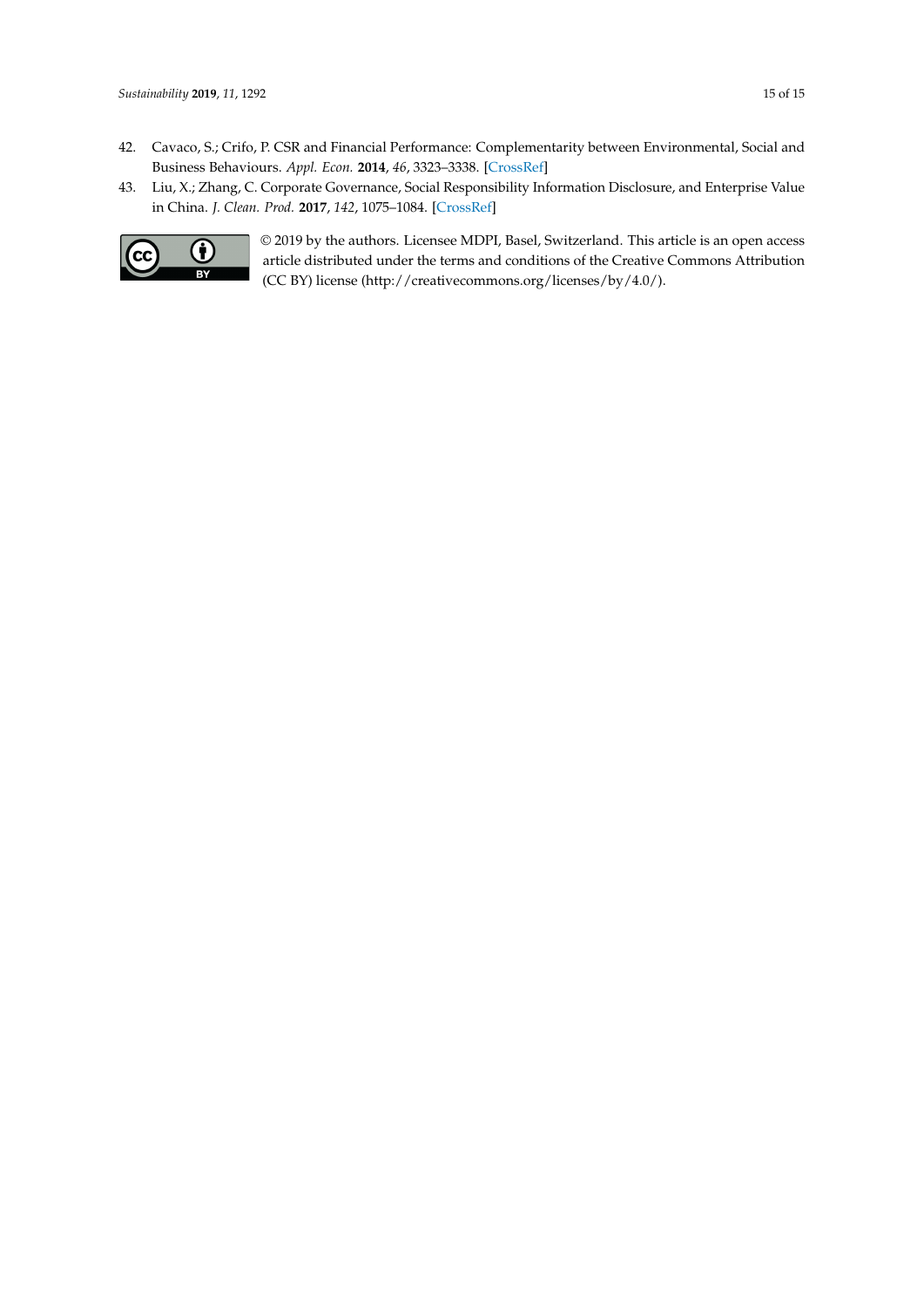42. Cavaco, S.; Crifo, P. CSR and Financial Performance: Complementarity between Environmental, Social and Business Behaviours. *Appl. Econ.* **2014**, *46*, 3323–3338. [CrossRef]
43. Liu, X.; Zhang, C. Corporate Governance, Social Responsibility Information Disclosure, and Enterprise Value in China. *J. Clean. Prod.* **2017**, *142*, 1075–1084. [CrossRef]

© 2019 by the authors. Licensee MDPI, Basel, Switzerland. This article is an open access article distributed under the terms and conditions of the Creative Commons Attribution (CC BY) license (http://creativecommons.org/licenses/by/4.0/).